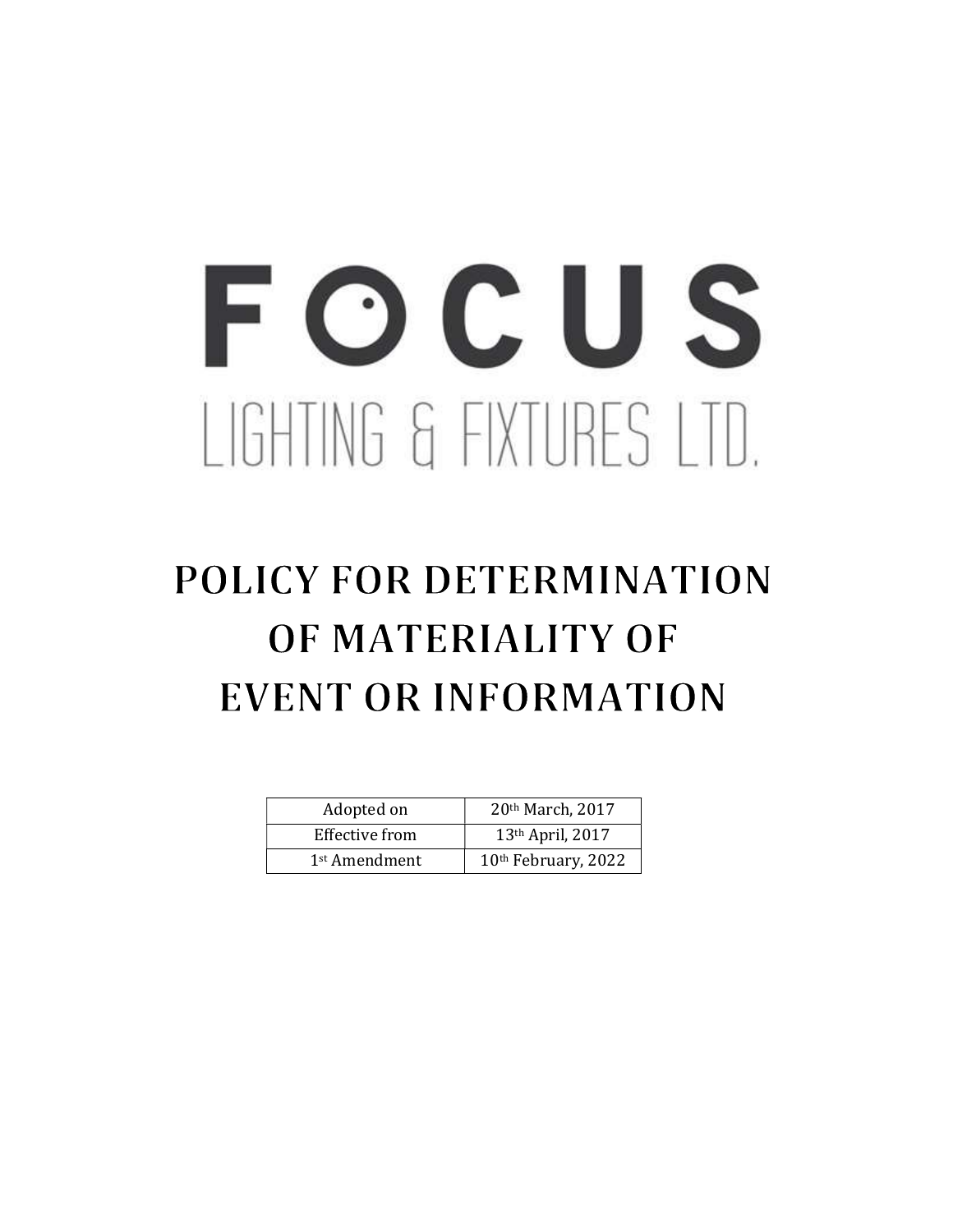# FOCUS

LIGHTING & FIXTURES LTD.

# POLICY FOR DETERMINATION OF MATERIALITY OF EVENT OR INFORMATION

| Adopted on | 20th March, 2017 |
| --- | --- |
| Effective from | 13th April, 2017 |
| 1st Amendment | 10th February, 2022 |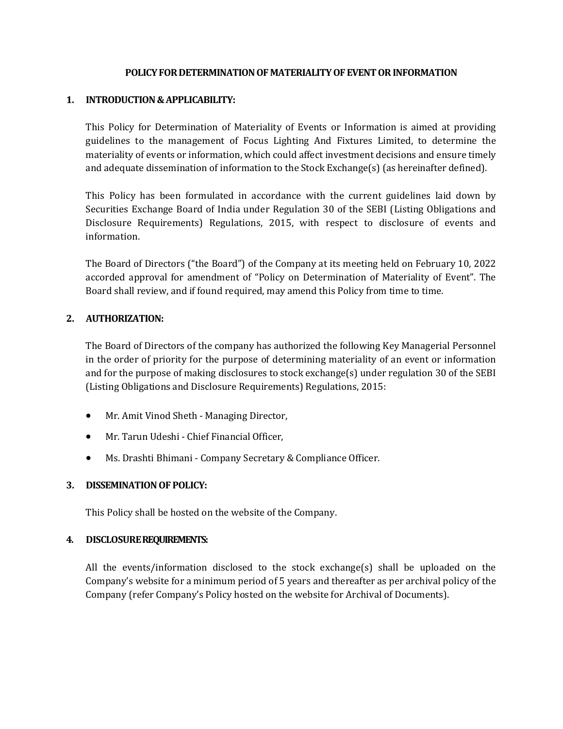# POLICY FOR DETERMINATION OF MATERIALITY OF EVENT OR INFORMATION

## 1. INTRODUCTION & APPLICABILITY:

This Policy for Determination of Materiality of Events or Information is aimed at providing guidelines to the management of Focus Lighting And Fixtures Limited, to determine the materiality of events or information, which could affect investment decisions and ensure timely and adequate dissemination of information to the Stock Exchange(s) (as hereinafter defined).

This Policy has been formulated in accordance with the current guidelines laid down by Securities Exchange Board of India under Regulation 30 of the SEBI (Listing Obligations and Disclosure Requirements) Regulations, 2015, with respect to disclosure of events and information.

The Board of Directors ("the Board") of the Company at its meeting held on February 10, 2022 accorded approval for amendment of "Policy on Determination of Materiality of Event". The Board shall review, and if found required, may amend this Policy from time to time.

## 2. AUTHORIZATION:

The Board of Directors of the company has authorized the following Key Managerial Personnel in the order of priority for the purpose of determining materiality of an event or information and for the purpose of making disclosures to stock exchange(s) under regulation 30 of the SEBI (Listing Obligations and Disclosure Requirements) Regulations, 2015:

- Mr. Amit Vinod Sheth - Managing Director,
- Mr. Tarun Udeshi - Chief Financial Officer,
- Ms. Drashti Bhimani - Company Secretary & Compliance Officer.

## 3. DISSEMINATION OF POLICY:

This Policy shall be hosted on the website of the Company.

## 4. DISCLOSURE REQUIREMENTS:

All the events/information disclosed to the stock exchange(s) shall be uploaded on the Company's website for a minimum period of 5 years and thereafter as per archival policy of the Company (refer Company's Policy hosted on the website for Archival of Documents).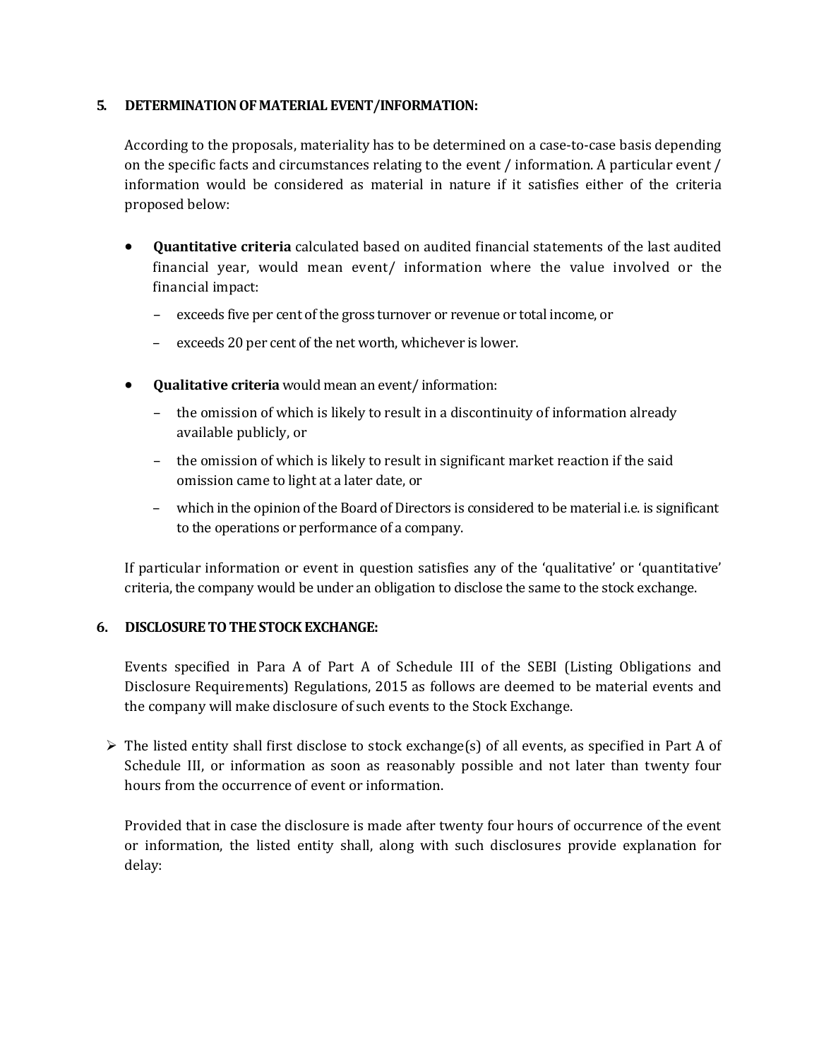## 5. DETERMINATION OF MATERIAL EVENT/INFORMATION:

According to the proposals, materiality has to be determined on a case-to-case basis depending on the specific facts and circumstances relating to the event / information. A particular event / information would be considered as material in nature if it satisfies either of the criteria proposed below:

- **Quantitative criteria** calculated based on audited financial statements of the last audited financial year, would mean event/ information where the value involved or the financial impact:
  - exceeds five per cent of the gross turnover or revenue or total income, or
  - exceeds 20 per cent of the net worth, whichever is lower.

- **Qualitative criteria** would mean an event/ information:
  - the omission of which is likely to result in a discontinuity of information already available publicly, or
  - the omission of which is likely to result in significant market reaction if the said omission came to light at a later date, or
  - which in the opinion of the Board of Directors is considered to be material i.e. is significant to the operations or performance of a company.

If particular information or event in question satisfies any of the 'qualitative' or 'quantitative' criteria, the company would be under an obligation to disclose the same to the stock exchange.

## 6. DISCLOSURE TO THE STOCK EXCHANGE:

Events specified in Para A of Part A of Schedule III of the SEBI (Listing Obligations and Disclosure Requirements) Regulations, 2015 as follows are deemed to be material events and the company will make disclosure of such events to the Stock Exchange.

- The listed entity shall first disclose to stock exchange(s) of all events, as specified in Part A of Schedule III, or information as soon as reasonably possible and not later than twenty four hours from the occurrence of event or information.

  Provided that in case the disclosure is made after twenty four hours of occurrence of the event or information, the listed entity shall, along with such disclosures provide explanation for delay: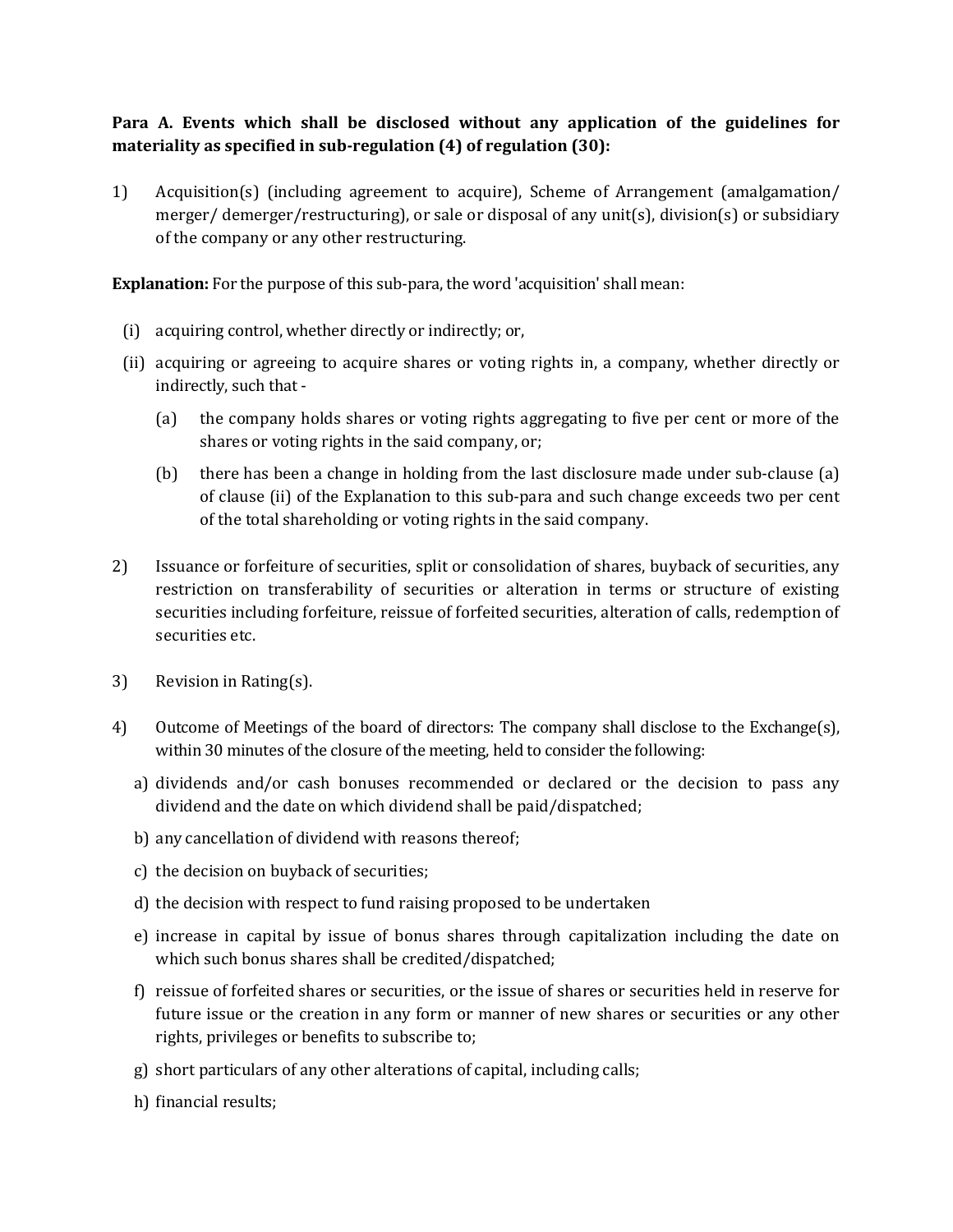**Para A. Events which shall be disclosed without any application of the guidelines for materiality as specified in sub-regulation (4) of regulation (30):**

1) Acquisition(s) (including agreement to acquire), Scheme of Arrangement (amalgamation/ merger/ demerger/restructuring), or sale or disposal of any unit(s), division(s) or subsidiary of the company or any other restructuring.

**Explanation:** For the purpose of this sub-para, the word 'acquisition' shall mean:

(i) acquiring control, whether directly or indirectly; or,

(ii) acquiring or agreeing to acquire shares or voting rights in, a company, whether directly or indirectly, such that -

   (a) the company holds shares or voting rights aggregating to five per cent or more of the shares or voting rights in the said company, or;

   (b) there has been a change in holding from the last disclosure made under sub-clause (a) of clause (ii) of the Explanation to this sub-para and such change exceeds two per cent of the total shareholding or voting rights in the said company.

2) Issuance or forfeiture of securities, split or consolidation of shares, buyback of securities, any restriction on transferability of securities or alteration in terms or structure of existing securities including forfeiture, reissue of forfeited securities, alteration of calls, redemption of securities etc.

3) Revision in Rating(s).

4) Outcome of Meetings of the board of directors: The company shall disclose to the Exchange(s), within 30 minutes of the closure of the meeting, held to consider the following:

   a) dividends and/or cash bonuses recommended or declared or the decision to pass any dividend and the date on which dividend shall be paid/dispatched;

   b) any cancellation of dividend with reasons thereof;

   c) the decision on buyback of securities;

   d) the decision with respect to fund raising proposed to be undertaken

   e) increase in capital by issue of bonus shares through capitalization including the date on which such bonus shares shall be credited/dispatched;

   f) reissue of forfeited shares or securities, or the issue of shares or securities held in reserve for future issue or the creation in any form or manner of new shares or securities or any other rights, privileges or benefits to subscribe to;

   g) short particulars of any other alterations of capital, including calls;

   h) financial results;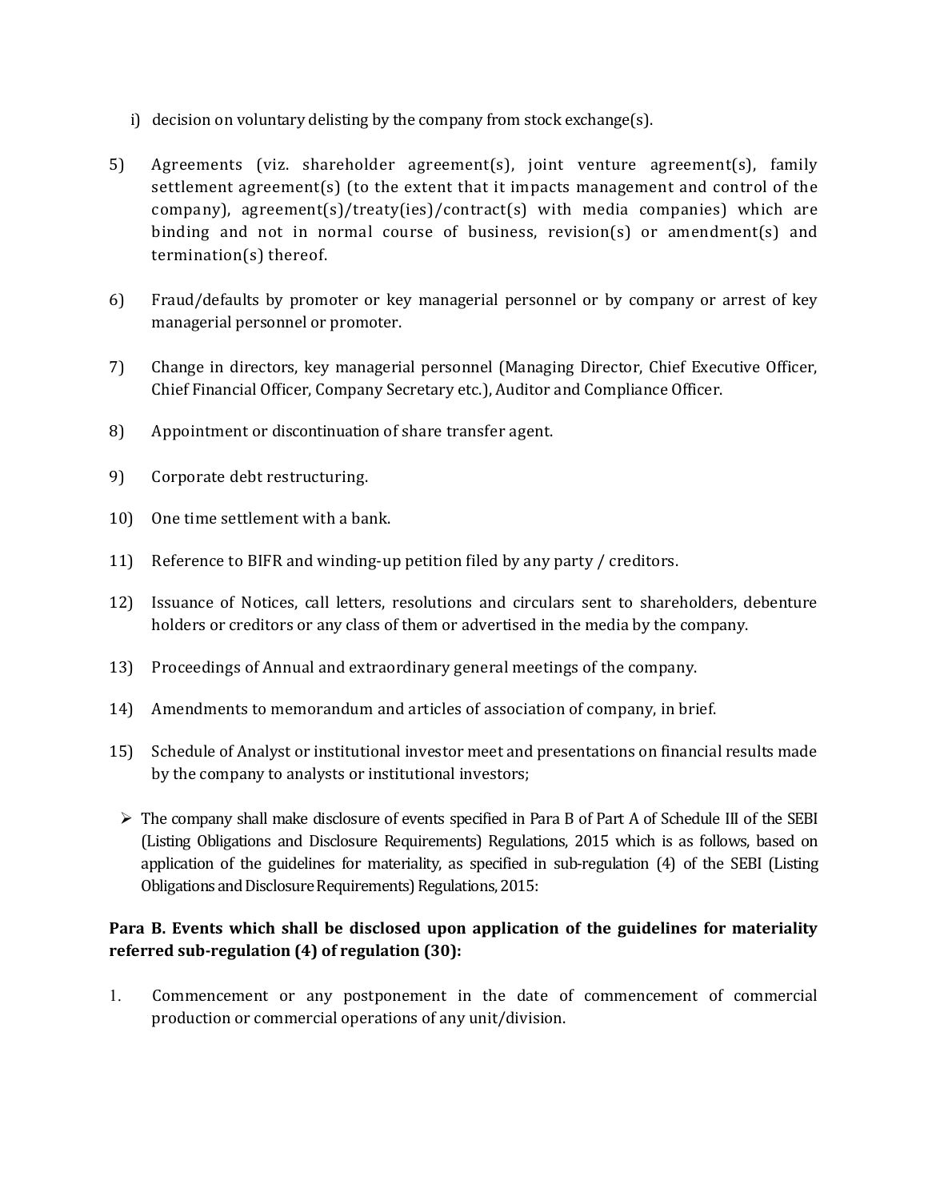i) decision on voluntary delisting by the company from stock exchange(s).

5) Agreements (viz. shareholder agreement(s), joint venture agreement(s), family settlement agreement(s) (to the extent that it impacts management and control of the company), agreement(s)/treaty(ies)/contract(s) with media companies) which are binding and not in normal course of business, revision(s) or amendment(s) and termination(s) thereof.

6) Fraud/defaults by promoter or key managerial personnel or by company or arrest of key managerial personnel or promoter.

7) Change in directors, key managerial personnel (Managing Director, Chief Executive Officer, Chief Financial Officer, Company Secretary etc.), Auditor and Compliance Officer.

8) Appointment or discontinuation of share transfer agent.

9) Corporate debt restructuring.

10) One time settlement with a bank.

11) Reference to BIFR and winding-up petition filed by any party / creditors.

12) Issuance of Notices, call letters, resolutions and circulars sent to shareholders, debenture holders or creditors or any class of them or advertised in the media by the company.

13) Proceedings of Annual and extraordinary general meetings of the company.

14) Amendments to memorandum and articles of association of company, in brief.

15) Schedule of Analyst or institutional investor meet and presentations on financial results made by the company to analysts or institutional investors;

- The company shall make disclosure of events specified in Para B of Part A of Schedule III of the SEBI (Listing Obligations and Disclosure Requirements) Regulations, 2015 which is as follows, based on application of the guidelines for materiality, as specified in sub-regulation (4) of the SEBI (Listing Obligations and Disclosure Requirements) Regulations, 2015:

**Para B. Events which shall be disclosed upon application of the guidelines for materiality referred sub-regulation (4) of regulation (30):**

1. Commencement or any postponement in the date of commencement of commercial production or commercial operations of any unit/division.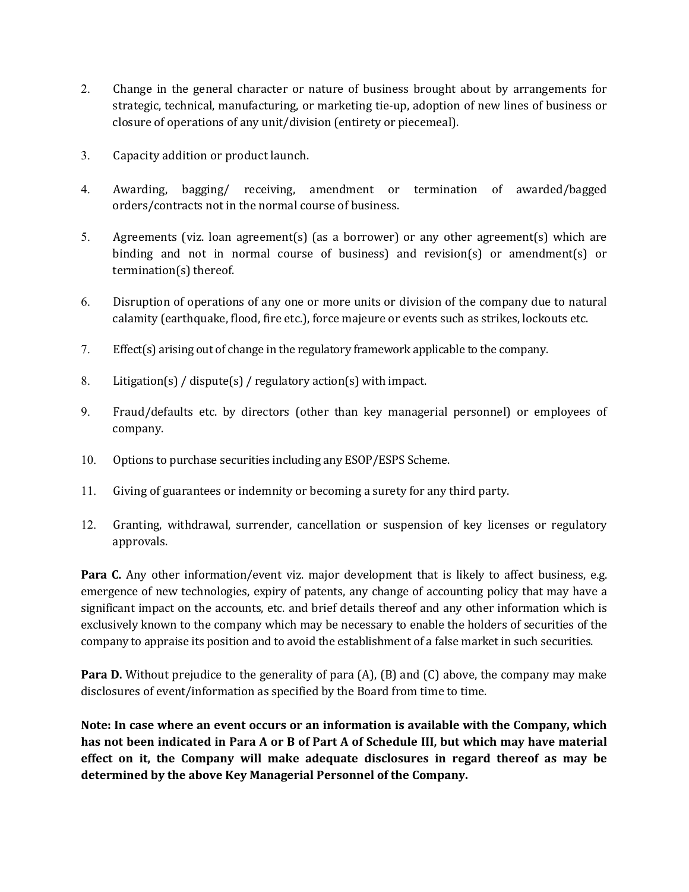2. Change in the general character or nature of business brought about by arrangements for strategic, technical, manufacturing, or marketing tie-up, adoption of new lines of business or closure of operations of any unit/division (entirety or piecemeal).

3. Capacity addition or product launch.

4. Awarding, bagging/ receiving, amendment or termination of awarded/bagged orders/contracts not in the normal course of business.

5. Agreements (viz. loan agreement(s) (as a borrower) or any other agreement(s) which are binding and not in normal course of business) and revision(s) or amendment(s) or termination(s) thereof.

6. Disruption of operations of any one or more units or division of the company due to natural calamity (earthquake, flood, fire etc.), force majeure or events such as strikes, lockouts etc.

7. Effect(s) arising out of change in the regulatory framework applicable to the company.

8. Litigation(s) / dispute(s) / regulatory action(s) with impact.

9. Fraud/defaults etc. by directors (other than key managerial personnel) or employees of company.

10. Options to purchase securities including any ESOP/ESPS Scheme.

11. Giving of guarantees or indemnity or becoming a surety for any third party.

12. Granting, withdrawal, surrender, cancellation or suspension of key licenses or regulatory approvals.

**Para C.** Any other information/event viz. major development that is likely to affect business, e.g. emergence of new technologies, expiry of patents, any change of accounting policy that may have a significant impact on the accounts, etc. and brief details thereof and any other information which is exclusively known to the company which may be necessary to enable the holders of securities of the company to appraise its position and to avoid the establishment of a false market in such securities.

**Para D.** Without prejudice to the generality of para (A), (B) and (C) above, the company may make disclosures of event/information as specified by the Board from time to time.

**Note: In case where an event occurs or an information is available with the Company, which has not been indicated in Para A or B of Part A of Schedule III, but which may have material effect on it, the Company will make adequate disclosures in regard thereof as may be determined by the above Key Managerial Personnel of the Company.**